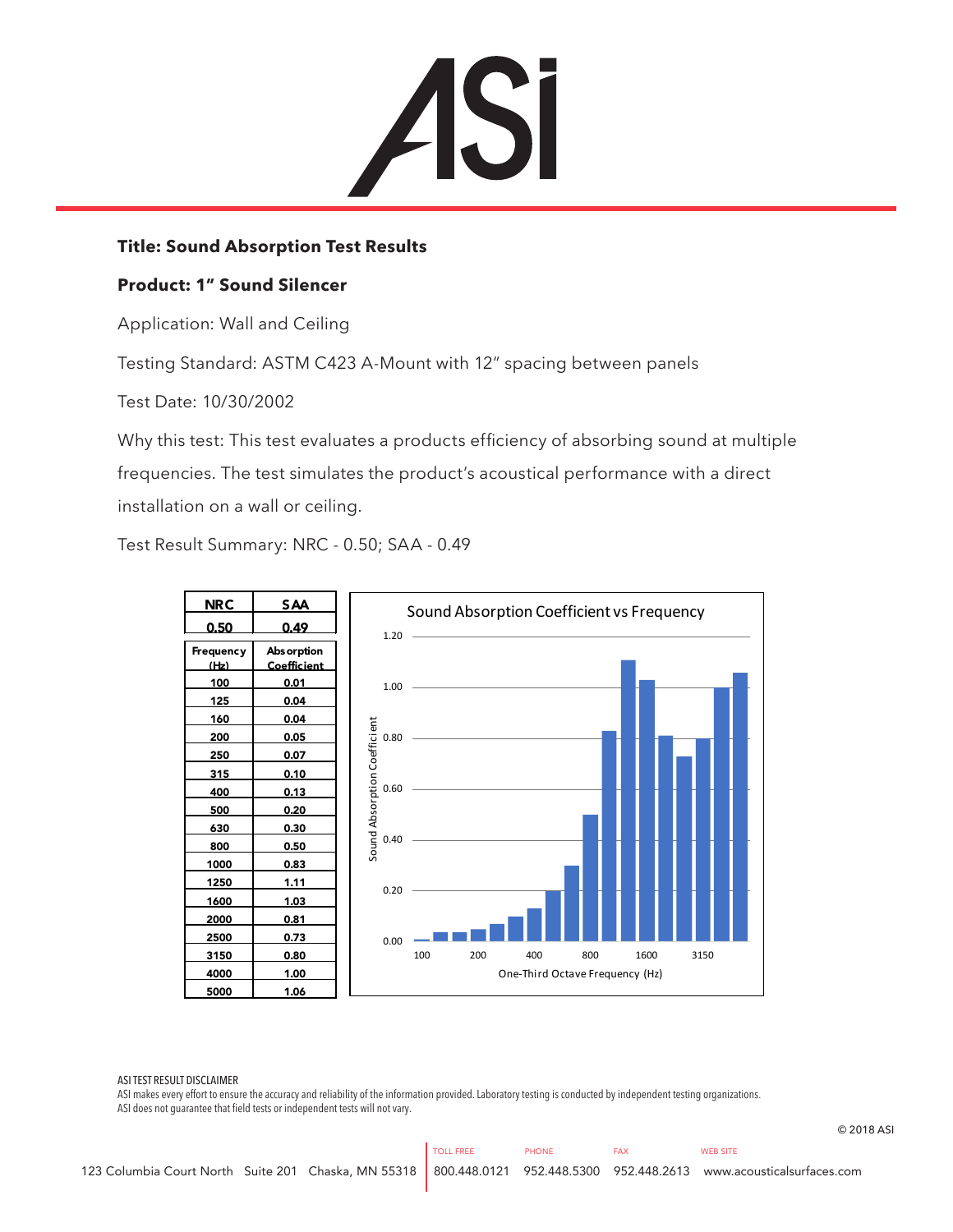ASi

**Title: Sound Absorption Test Results**

**Product: 1" Sound Silencer**

Application: Wall and Ceiling

Testing Standard: ASTM C423 A-Mount with 12" spacing between panels

Test Date: 10/30/2002

Why this test: This test evaluates a products efficiency of absorbing sound at multiple frequencies. The test simulates the product's acoustical performance with a direct installation on a wall or ceiling.

Test Result Summary: NRC - 0.50; SAA - 0.49

| NRC | SAA |
|---|---|
| 0.50 | 0.49 |

| Frequency (Hz) | Absorption Coefficient |
|---|---|
| 100 | 0.01 |
| 125 | 0.04 |
| 160 | 0.04 |
| 200 | 0.05 |
| 250 | 0.07 |
| 315 | 0.10 |
| 400 | 0.13 |
| 500 | 0.20 |
| 630 | 0.30 |
| 800 | 0.50 |
| 1000 | 0.83 |
| 1250 | 1.11 |
| 1600 | 1.03 |
| 2000 | 0.81 |
| 2500 | 0.73 |
| 3150 | 0.80 |
| 4000 | 1.00 |
| 5000 | 1.06 |

Sound Absorption Coefficient vs Frequency

ASI TEST RESULT DISCLAIMER
ASI makes every effort to ensure the accuracy and reliability of the information provided. Laboratory testing is conducted by independent testing organizations. ASI does not guarantee that field tests or independent tests will not vary.

© 2018 ASI

123 Columbia Court North Suite 201 Chaska, MN 55318 | TOLL FREE 800.448.0121 | PHONE 952.448.5300 | FAX 952.448.2613 | WEB SITE www.acousticalsurfaces.com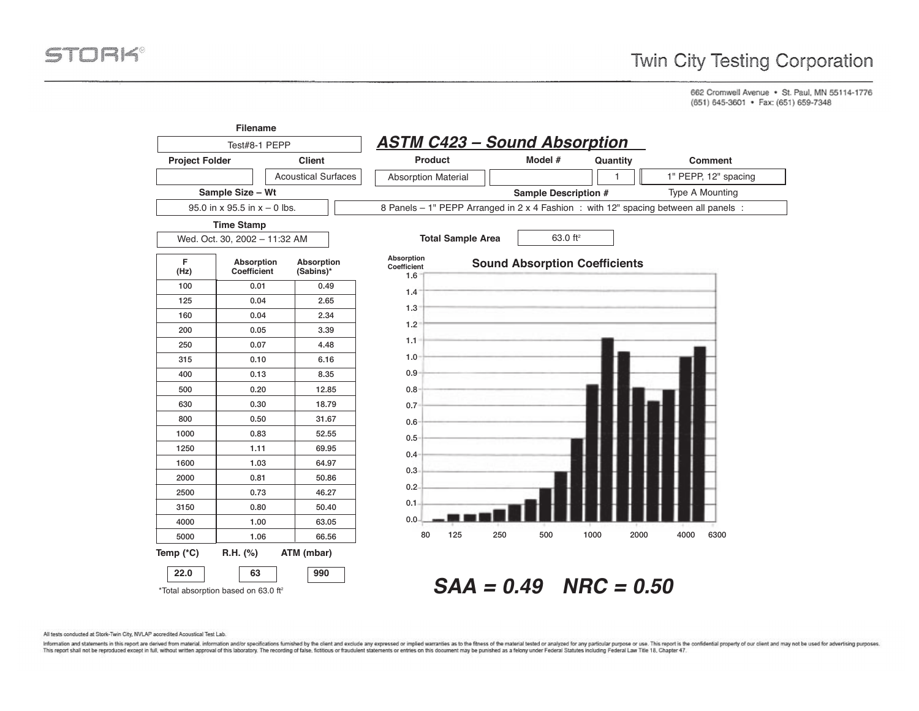STORK®

Twin City Testing Corporation

662 Cromwell Avenue • St. Paul, MN 55114-1776
(651) 645-3601 • Fax: (651) 659-7348

# *ASTM C423 – Sound Absorption*

| Filename | | | | | |
|---|---|---|---|---|---|
| Test#8-1 PEPP | | | | | |

| Project Folder | Client | Product | Model # | Quantity | Comment |
|---|---|---|---|---|---|
| | Acoustical Surfaces | Absorption Material | | 1 | 1" PEPP, 12" spacing |

| Sample Size – Wt | Sample Description # |
|---|---|
| 95.0 in x 95.5 in x – 0 lbs. | Type A Mounting<br>8 Panels – 1" PEPP Arranged in 2 x 4 Fashion : with 12" spacing between all panels : |

**Time Stamp**

Wed. Oct. 30, 2002 – 11:32 AM

**Total Sample Area** 63.0 $ft^2$

| F (Hz) | Absorption Coefficient | Absorption (Sabins)* |
|---|---|---|
| 100 | 0.01 | 0.49 |
| 125 | 0.04 | 2.65 |
| 160 | 0.04 | 2.34 |
| 200 | 0.05 | 3.39 |
| 250 | 0.07 | 4.48 |
| 315 | 0.10 | 6.16 |
| 400 | 0.13 | 8.35 |
| 500 | 0.20 | 12.85 |
| 630 | 0.30 | 18.79 |
| 800 | 0.50 | 31.67 |
| 1000 | 0.83 | 52.55 |
| 1250 | 1.11 | 69.95 |
| 1600 | 1.03 | 64.97 |
| 2000 | 0.81 | 50.86 |
| 2500 | 0.73 | 46.27 |
| 3150 | 0.80 | 50.40 |
| 4000 | 1.00 | 63.05 |
| 5000 | 1.06 | 66.56 |

| Temp (*C) | R.H. (%) | ATM (mbar) |
|---|---|---|
| 22.0 | 63 | 990 |

*Total absorption based on 63.0 $ft^2$

**Sound Absorption Coefficients**

Absorption Coefficient

1.6
1.4
1.3
1.2
1.1
1.0
0.9
0.8
0.7
0.6
0.5
0.4
0.3
0.2
0.1
0.0

80 125 250 500 1000 2000 4000 6300

## *SAA = 0.49 NRC = 0.50*

All tests conducted at Stork-Twin City, NVLAP accredited Acoustical Test Lab.

Information and statements in this report are derived from material, information and/or specifications furnished by the client and exclude any expressed or implied warranties as to the fitness of the material tested or analyzed for any particular purpose or use. This report is the confidential property of our client and may not be used for advertising purposes. This report shall not be reproduced except in full, without written approval of this laboratory. The recording of false, fictitious or fraudulent statements or entries on this document may be punished as a felony under Federal Statutes including Federal Law Title 18, Chapter 47.